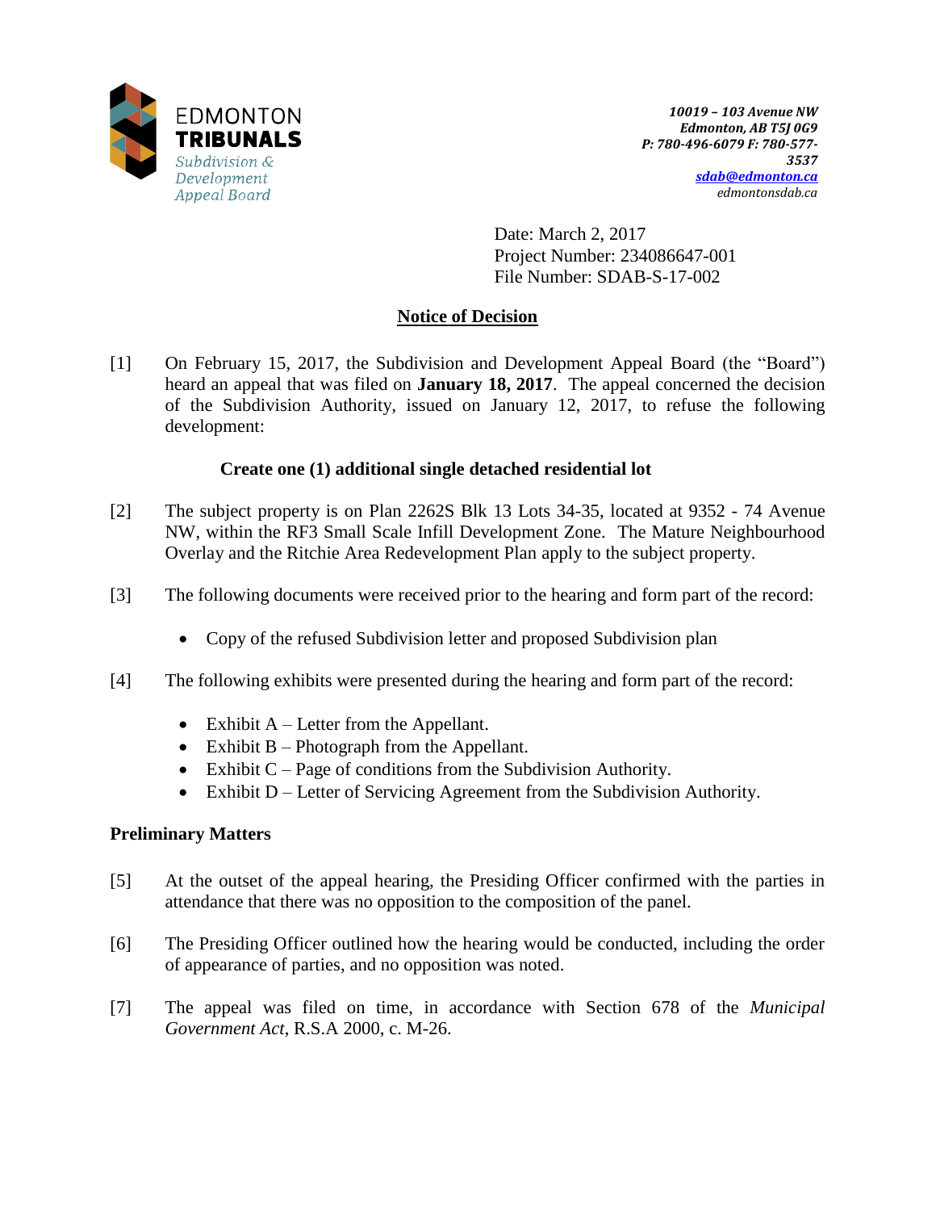EDMONTON
**TRIBUNALS**
*Subdivision & Development Appeal Board*

***10019 – 103 Avenue NW***
***Edmonton, AB T5J 0G9***
***P: 780-496-6079 F: 780-577-3537***
***sdab@edmonton.ca***
*edmontonsdab.ca*

Date: March 2, 2017
Project Number: 234086647-001
File Number: SDAB-S-17-002

## Notice of Decision

[1] On February 15, 2017, the Subdivision and Development Appeal Board (the "Board") heard an appeal that was filed on **January 18, 2017**. The appeal concerned the decision of the Subdivision Authority, issued on January 12, 2017, to refuse the following development:

**Create one (1) additional single detached residential lot**

[2] The subject property is on Plan 2262S Blk 13 Lots 34-35, located at 9352 - 74 Avenue NW, within the RF3 Small Scale Infill Development Zone. The Mature Neighbourhood Overlay and the Ritchie Area Redevelopment Plan apply to the subject property.

[3] The following documents were received prior to the hearing and form part of the record:

- Copy of the refused Subdivision letter and proposed Subdivision plan

[4] The following exhibits were presented during the hearing and form part of the record:

- Exhibit A – Letter from the Appellant.
- Exhibit B – Photograph from the Appellant.
- Exhibit C – Page of conditions from the Subdivision Authority.
- Exhibit D – Letter of Servicing Agreement from the Subdivision Authority.

### Preliminary Matters

[5] At the outset of the appeal hearing, the Presiding Officer confirmed with the parties in attendance that there was no opposition to the composition of the panel.

[6] The Presiding Officer outlined how the hearing would be conducted, including the order of appearance of parties, and no opposition was noted.

[7] The appeal was filed on time, in accordance with Section 678 of the *Municipal Government Act*, R.S.A 2000, c. M-26.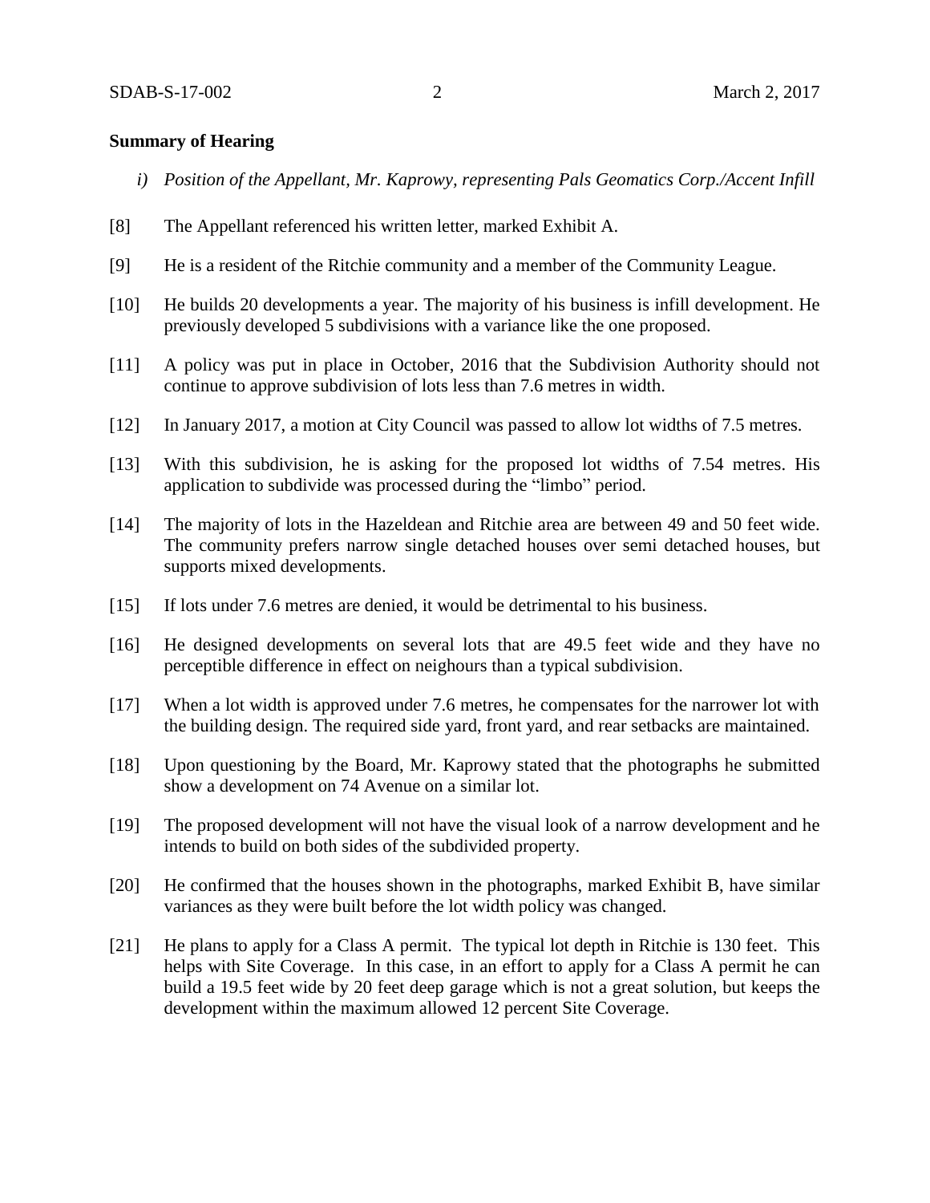**Summary of Hearing**

*i) Position of the Appellant, Mr. Kaprowy, representing Pals Geomatics Corp./Accent Infill*

[8] The Appellant referenced his written letter, marked Exhibit A.

[9] He is a resident of the Ritchie community and a member of the Community League.

[10] He builds 20 developments a year. The majority of his business is infill development. He previously developed 5 subdivisions with a variance like the one proposed.

[11] A policy was put in place in October, 2016 that the Subdivision Authority should not continue to approve subdivision of lots less than 7.6 metres in width.

[12] In January 2017, a motion at City Council was passed to allow lot widths of 7.5 metres.

[13] With this subdivision, he is asking for the proposed lot widths of 7.54 metres. His application to subdivide was processed during the "limbo" period.

[14] The majority of lots in the Hazeldean and Ritchie area are between 49 and 50 feet wide. The community prefers narrow single detached houses over semi detached houses, but supports mixed developments.

[15] If lots under 7.6 metres are denied, it would be detrimental to his business.

[16] He designed developments on several lots that are 49.5 feet wide and they have no perceptible difference in effect on neighours than a typical subdivision.

[17] When a lot width is approved under 7.6 metres, he compensates for the narrower lot with the building design. The required side yard, front yard, and rear setbacks are maintained.

[18] Upon questioning by the Board, Mr. Kaprowy stated that the photographs he submitted show a development on 74 Avenue on a similar lot.

[19] The proposed development will not have the visual look of a narrow development and he intends to build on both sides of the subdivided property.

[20] He confirmed that the houses shown in the photographs, marked Exhibit B, have similar variances as they were built before the lot width policy was changed.

[21] He plans to apply for a Class A permit. The typical lot depth in Ritchie is 130 feet. This helps with Site Coverage. In this case, in an effort to apply for a Class A permit he can build a 19.5 feet wide by 20 feet deep garage which is not a great solution, but keeps the development within the maximum allowed 12 percent Site Coverage.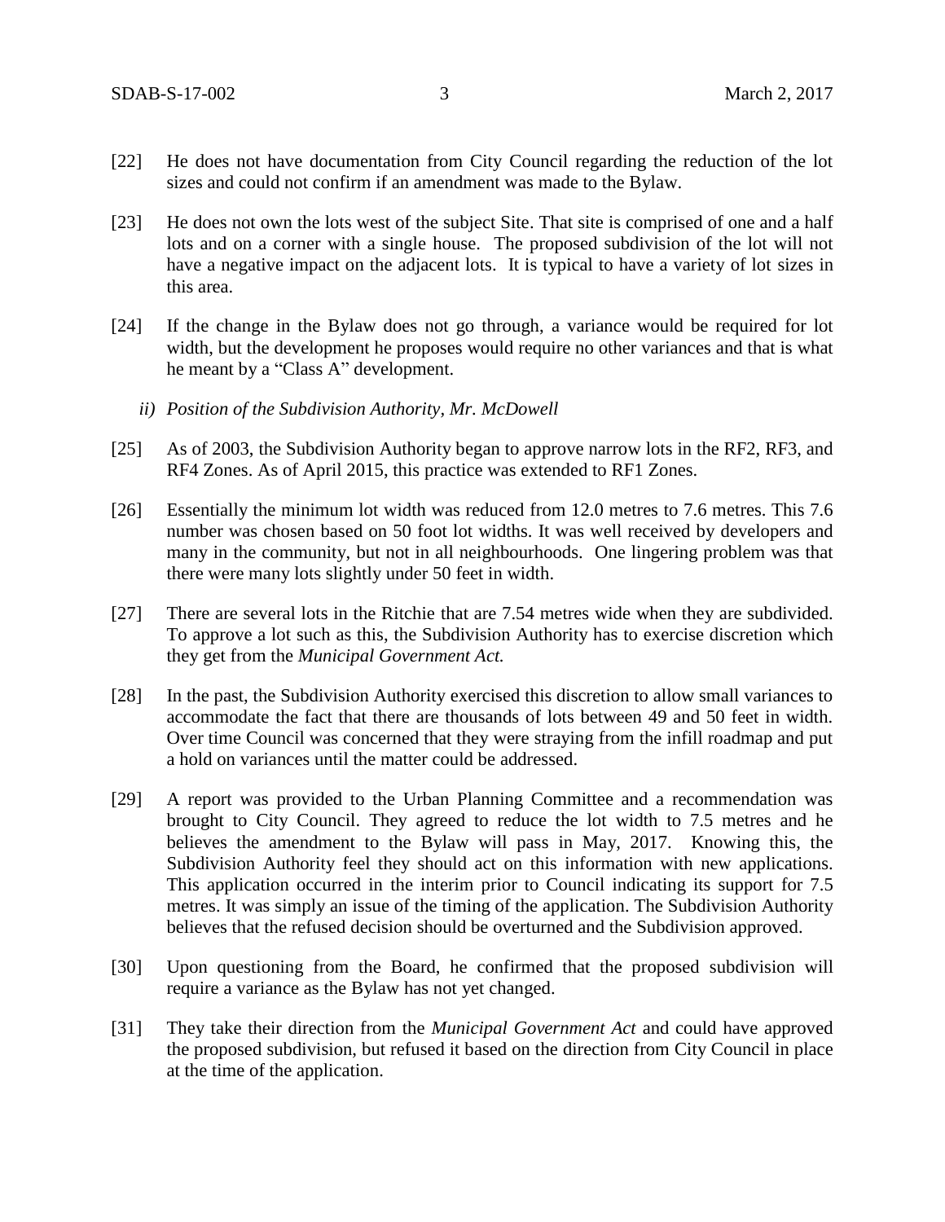[22] He does not have documentation from City Council regarding the reduction of the lot sizes and could not confirm if an amendment was made to the Bylaw.

[23] He does not own the lots west of the subject Site. That site is comprised of one and a half lots and on a corner with a single house. The proposed subdivision of the lot will not have a negative impact on the adjacent lots. It is typical to have a variety of lot sizes in this area.

[24] If the change in the Bylaw does not go through, a variance would be required for lot width, but the development he proposes would require no other variances and that is what he meant by a "Class A" development.

*ii) Position of the Subdivision Authority, Mr. McDowell*

[25] As of 2003, the Subdivision Authority began to approve narrow lots in the RF2, RF3, and RF4 Zones. As of April 2015, this practice was extended to RF1 Zones.

[26] Essentially the minimum lot width was reduced from 12.0 metres to 7.6 metres. This 7.6 number was chosen based on 50 foot lot widths. It was well received by developers and many in the community, but not in all neighbourhoods. One lingering problem was that there were many lots slightly under 50 feet in width.

[27] There are several lots in the Ritchie that are 7.54 metres wide when they are subdivided. To approve a lot such as this, the Subdivision Authority has to exercise discretion which they get from the *Municipal Government Act.*

[28] In the past, the Subdivision Authority exercised this discretion to allow small variances to accommodate the fact that there are thousands of lots between 49 and 50 feet in width. Over time Council was concerned that they were straying from the infill roadmap and put a hold on variances until the matter could be addressed.

[29] A report was provided to the Urban Planning Committee and a recommendation was brought to City Council. They agreed to reduce the lot width to 7.5 metres and he believes the amendment to the Bylaw will pass in May, 2017. Knowing this, the Subdivision Authority feel they should act on this information with new applications. This application occurred in the interim prior to Council indicating its support for 7.5 metres. It was simply an issue of the timing of the application. The Subdivision Authority believes that the refused decision should be overturned and the Subdivision approved.

[30] Upon questioning from the Board, he confirmed that the proposed subdivision will require a variance as the Bylaw has not yet changed.

[31] They take their direction from the *Municipal Government Act* and could have approved the proposed subdivision, but refused it based on the direction from City Council in place at the time of the application.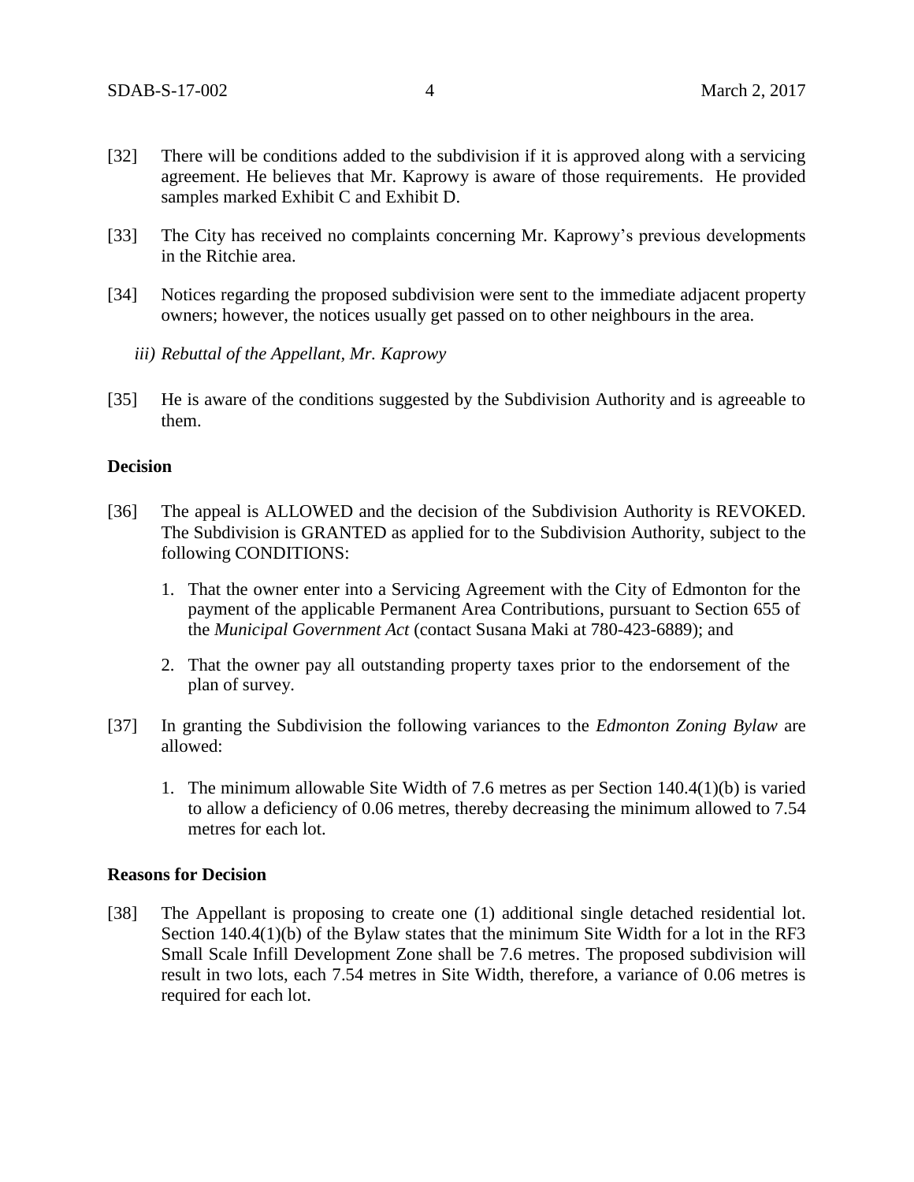[32] There will be conditions added to the subdivision if it is approved along with a servicing agreement. He believes that Mr. Kaprowy is aware of those requirements. He provided samples marked Exhibit C and Exhibit D.

[33] The City has received no complaints concerning Mr. Kaprowy's previous developments in the Ritchie area.

[34] Notices regarding the proposed subdivision were sent to the immediate adjacent property owners; however, the notices usually get passed on to other neighbours in the area.

*iii) Rebuttal of the Appellant, Mr. Kaprowy*

[35] He is aware of the conditions suggested by the Subdivision Authority and is agreeable to them.

**Decision**

[36] The appeal is ALLOWED and the decision of the Subdivision Authority is REVOKED. The Subdivision is GRANTED as applied for to the Subdivision Authority, subject to the following CONDITIONS:

1. That the owner enter into a Servicing Agreement with the City of Edmonton for the payment of the applicable Permanent Area Contributions, pursuant to Section 655 of the *Municipal Government Act* (contact Susana Maki at 780-423-6889); and

2. That the owner pay all outstanding property taxes prior to the endorsement of the plan of survey.

[37] In granting the Subdivision the following variances to the *Edmonton Zoning Bylaw* are allowed:

1. The minimum allowable Site Width of 7.6 metres as per Section 140.4(1)(b) is varied to allow a deficiency of 0.06 metres, thereby decreasing the minimum allowed to 7.54 metres for each lot.

**Reasons for Decision**

[38] The Appellant is proposing to create one (1) additional single detached residential lot. Section 140.4(1)(b) of the Bylaw states that the minimum Site Width for a lot in the RF3 Small Scale Infill Development Zone shall be 7.6 metres. The proposed subdivision will result in two lots, each 7.54 metres in Site Width, therefore, a variance of 0.06 metres is required for each lot.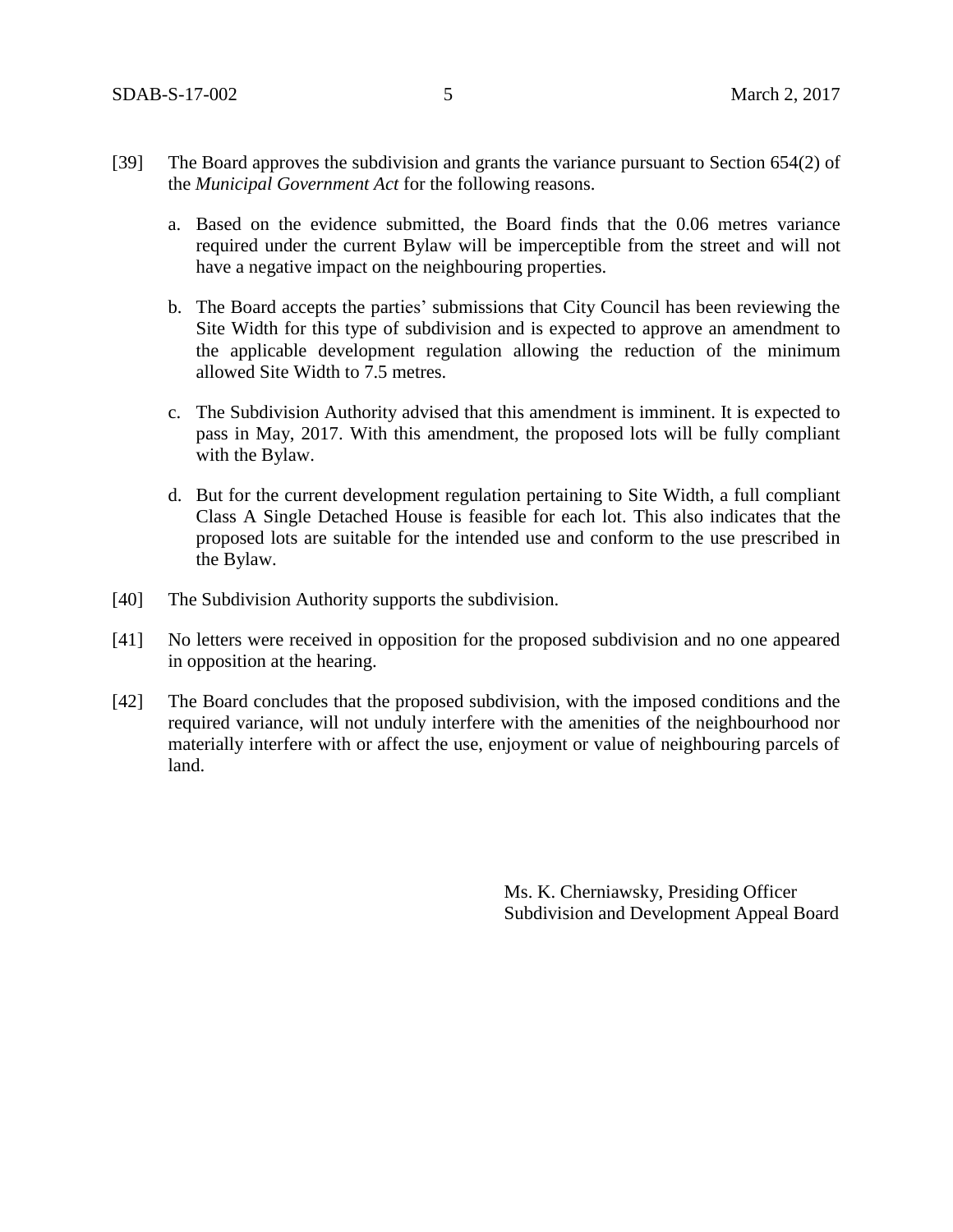[39] The Board approves the subdivision and grants the variance pursuant to Section 654(2) of the *Municipal Government Act* for the following reasons.

   a. Based on the evidence submitted, the Board finds that the 0.06 metres variance required under the current Bylaw will be imperceptible from the street and will not have a negative impact on the neighbouring properties.

   b. The Board accepts the parties' submissions that City Council has been reviewing the Site Width for this type of subdivision and is expected to approve an amendment to the applicable development regulation allowing the reduction of the minimum allowed Site Width to 7.5 metres.

   c. The Subdivision Authority advised that this amendment is imminent. It is expected to pass in May, 2017. With this amendment, the proposed lots will be fully compliant with the Bylaw.

   d. But for the current development regulation pertaining to Site Width, a full compliant Class A Single Detached House is feasible for each lot. This also indicates that the proposed lots are suitable for the intended use and conform to the use prescribed in the Bylaw.

[40] The Subdivision Authority supports the subdivision.

[41] No letters were received in opposition for the proposed subdivision and no one appeared in opposition at the hearing.

[42] The Board concludes that the proposed subdivision, with the imposed conditions and the required variance, will not unduly interfere with the amenities of the neighbourhood nor materially interfere with or affect the use, enjoyment or value of neighbouring parcels of land.

Ms. K. Cherniawsky, Presiding Officer
Subdivision and Development Appeal Board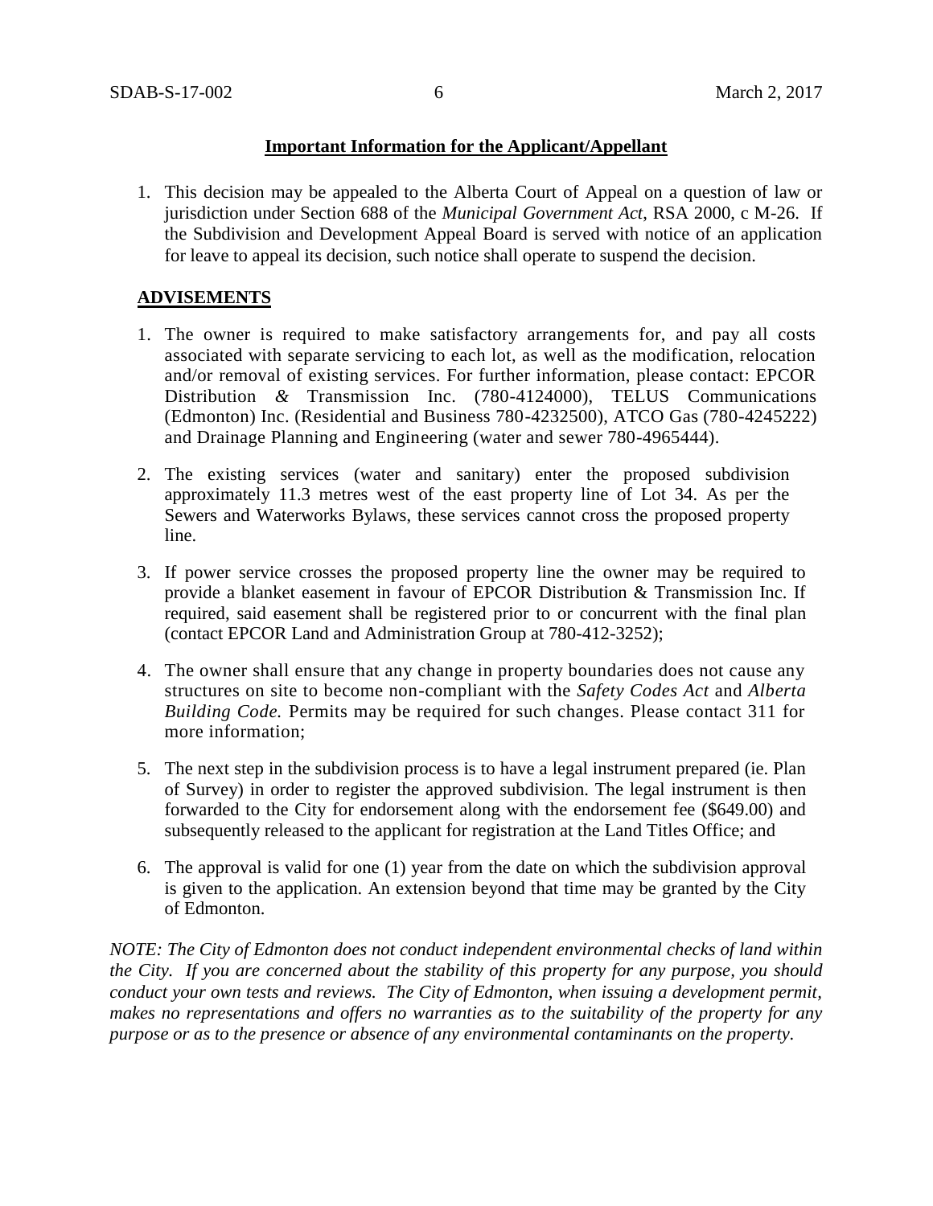**Important Information for the Applicant/Appellant**

1. This decision may be appealed to the Alberta Court of Appeal on a question of law or jurisdiction under Section 688 of the *Municipal Government Act*, RSA 2000, c M-26. If the Subdivision and Development Appeal Board is served with notice of an application for leave to appeal its decision, such notice shall operate to suspend the decision.

**ADVISEMENTS**

1. The owner is required to make satisfactory arrangements for, and pay all costs associated with separate servicing to each lot, as well as the modification, relocation and/or removal of existing services. For further information, please contact: EPCOR Distribution *&* Transmission Inc. (780-4124000), TELUS Communications (Edmonton) Inc. (Residential and Business 780-4232500), ATCO Gas (780-4245222) and Drainage Planning and Engineering (water and sewer 780-4965444).

2. The existing services (water and sanitary) enter the proposed subdivision approximately 11.3 metres west of the east property line of Lot 34. As per the Sewers and Waterworks Bylaws, these services cannot cross the proposed property line.

3. If power service crosses the proposed property line the owner may be required to provide a blanket easement in favour of EPCOR Distribution & Transmission Inc. If required, said easement shall be registered prior to or concurrent with the final plan (contact EPCOR Land and Administration Group at 780-412-3252);

4. The owner shall ensure that any change in property boundaries does not cause any structures on site to become non-compliant with the *Safety Codes Act* and *Alberta Building Code.* Permits may be required for such changes. Please contact 311 for more information;

5. The next step in the subdivision process is to have a legal instrument prepared (ie. Plan of Survey) in order to register the approved subdivision. The legal instrument is then forwarded to the City for endorsement along with the endorsement fee ($649.00) and subsequently released to the applicant for registration at the Land Titles Office; and

6. The approval is valid for one (1) year from the date on which the subdivision approval is given to the application. An extension beyond that time may be granted by the City of Edmonton.

*NOTE: The City of Edmonton does not conduct independent environmental checks of land within the City. If you are concerned about the stability of this property for any purpose, you should conduct your own tests and reviews. The City of Edmonton, when issuing a development permit, makes no representations and offers no warranties as to the suitability of the property for any purpose or as to the presence or absence of any environmental contaminants on the property.*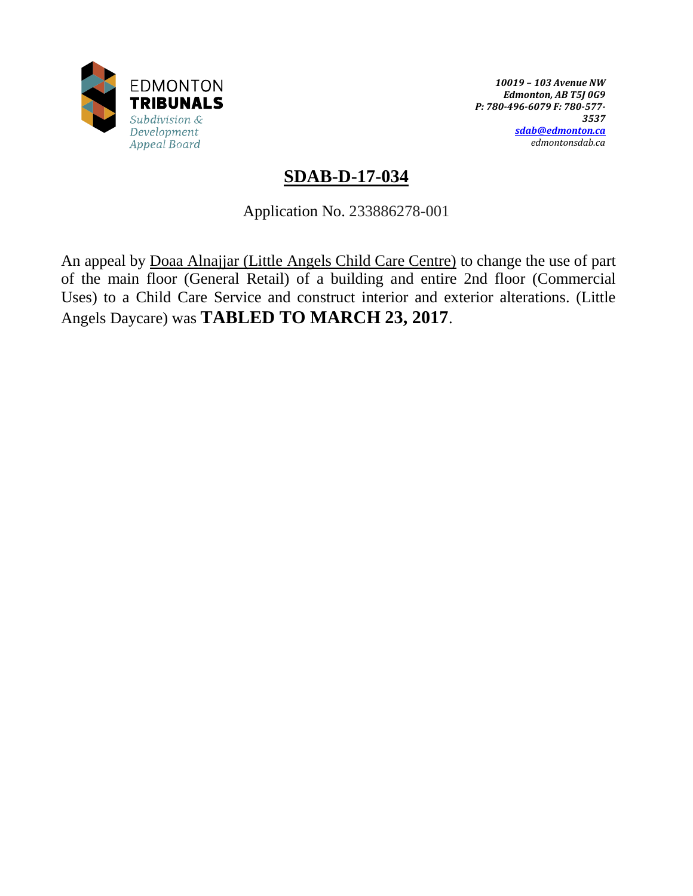EDMONTON
**TRIBUNALS**
*Subdivision & Development Appeal Board*

***10019 – 103 Avenue NW***
***Edmonton, AB T5J 0G9***
***P: 780-496-6079 F: 780-577-3537***
***sdab@edmonton.ca***
*edmontonsdab.ca*

# SDAB-D-17-034

Application No. 233886278-001

An appeal by Doaa Alnajjar (Little Angels Child Care Centre) to change the use of part of the main floor (General Retail) of a building and entire 2nd floor (Commercial Uses) to a Child Care Service and construct interior and exterior alterations. (Little Angels Daycare) was **TABLED TO MARCH 23, 2017**.